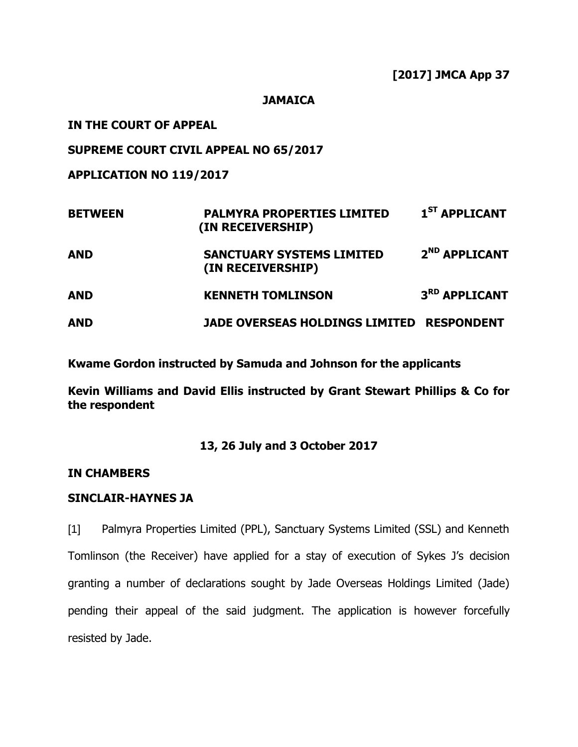**[2017] JMCA App 37**

**JAMAICA**

**IN THE COURT OF APPEAL**

**SUPREME COURT CIVIL APPEAL NO 65/2017**

**APPLICATION NO 119/2017**

| | | |
|---|---|---|
| **BETWEEN** | **PALMYRA PROPERTIES LIMITED (IN RECEIVERSHIP)** | **1ST APPLICANT** |
| **AND** | **SANCTUARY SYSTEMS LIMITED (IN RECEIVERSHIP)** | **2ND APPLICANT** |
| **AND** | **KENNETH TOMLINSON** | **3RD APPLICANT** |
| **AND** | **JADE OVERSEAS HOLDINGS LIMITED** | **RESPONDENT** |

**Kwame Gordon instructed by Samuda and Johnson for the applicants**

**Kevin Williams and David Ellis instructed by Grant Stewart Phillips & Co for the respondent**

**13, 26 July and 3 October 2017**

**IN CHAMBERS**

**SINCLAIR-HAYNES JA**

[1] Palmyra Properties Limited (PPL), Sanctuary Systems Limited (SSL) and Kenneth Tomlinson (the Receiver) have applied for a stay of execution of Sykes J's decision granting a number of declarations sought by Jade Overseas Holdings Limited (Jade) pending their appeal of the said judgment. The application is however forcefully resisted by Jade.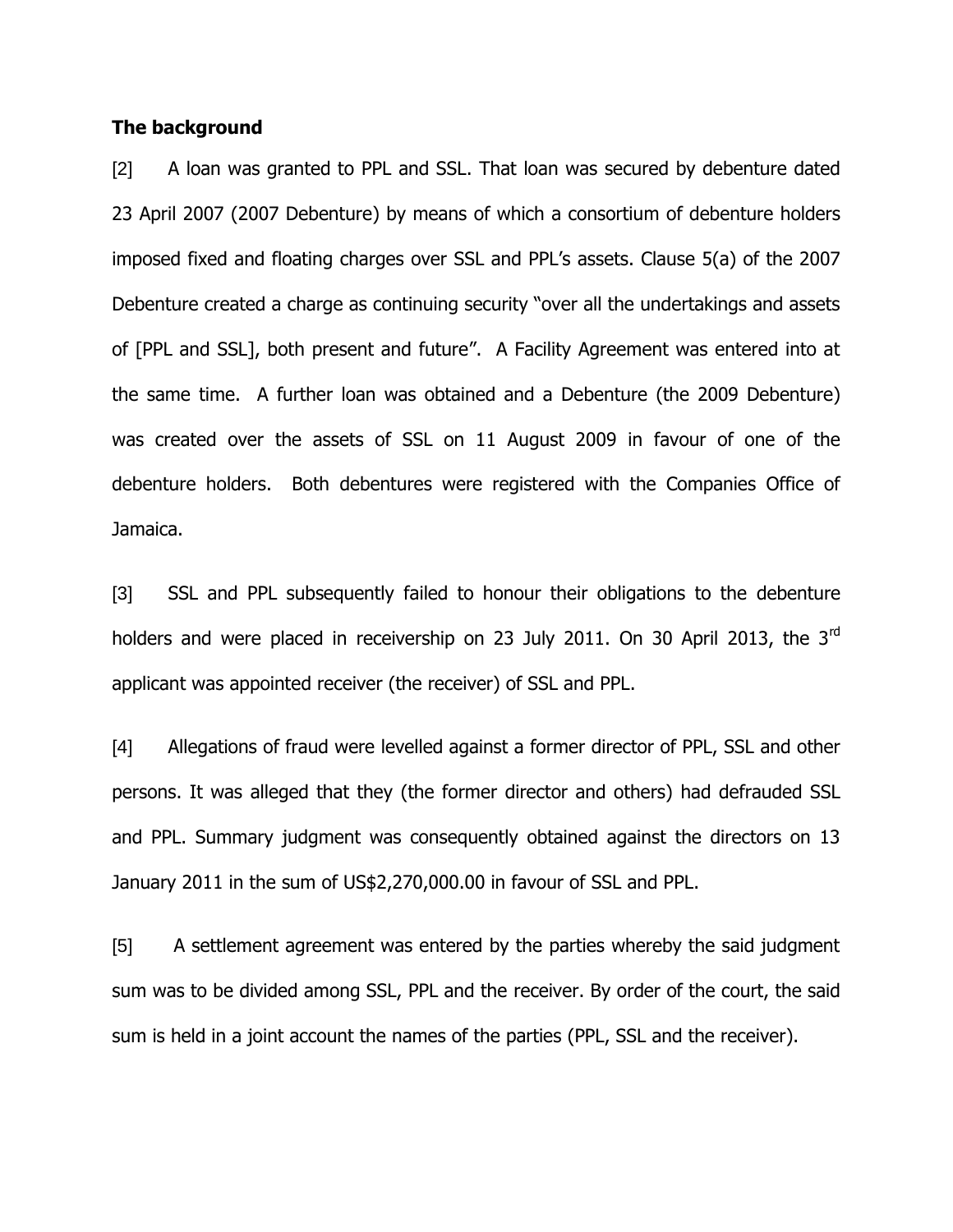**The background**

[2] A loan was granted to PPL and SSL. That loan was secured by debenture dated 23 April 2007 (2007 Debenture) by means of which a consortium of debenture holders imposed fixed and floating charges over SSL and PPL's assets. Clause 5(a) of the 2007 Debenture created a charge as continuing security "over all the undertakings and assets of [PPL and SSL], both present and future". A Facility Agreement was entered into at the same time. A further loan was obtained and a Debenture (the 2009 Debenture) was created over the assets of SSL on 11 August 2009 in favour of one of the debenture holders. Both debentures were registered with the Companies Office of Jamaica.

[3] SSL and PPL subsequently failed to honour their obligations to the debenture holders and were placed in receivership on 23 July 2011. On 30 April 2013, the 3rd applicant was appointed receiver (the receiver) of SSL and PPL.

[4] Allegations of fraud were levelled against a former director of PPL, SSL and other persons. It was alleged that they (the former director and others) had defrauded SSL and PPL. Summary judgment was consequently obtained against the directors on 13 January 2011 in the sum of US$2,270,000.00 in favour of SSL and PPL.

[5] A settlement agreement was entered by the parties whereby the said judgment sum was to be divided among SSL, PPL and the receiver. By order of the court, the said sum is held in a joint account the names of the parties (PPL, SSL and the receiver).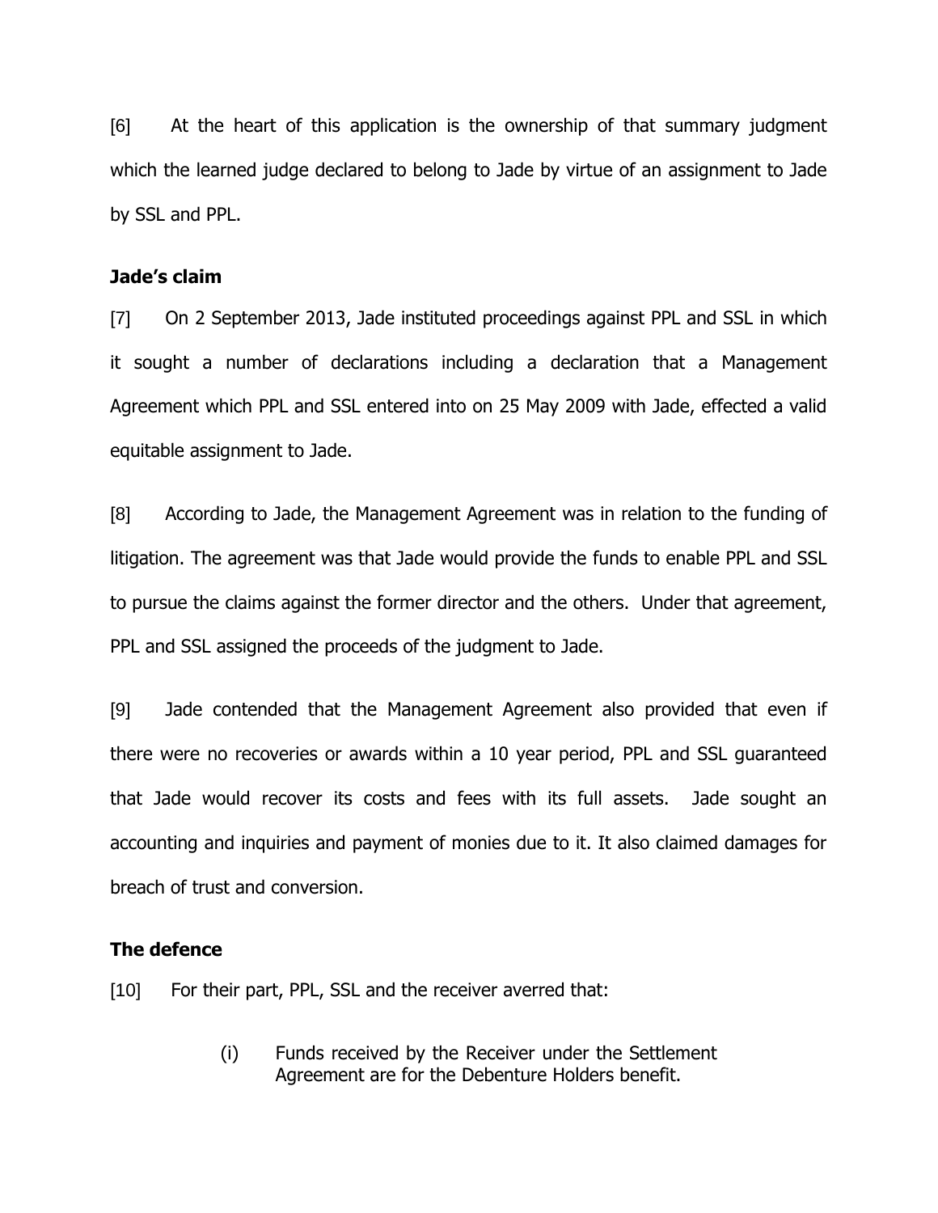[6] At the heart of this application is the ownership of that summary judgment which the learned judge declared to belong to Jade by virtue of an assignment to Jade by SSL and PPL.

**Jade's claim**

[7] On 2 September 2013, Jade instituted proceedings against PPL and SSL in which it sought a number of declarations including a declaration that a Management Agreement which PPL and SSL entered into on 25 May 2009 with Jade, effected a valid equitable assignment to Jade.

[8] According to Jade, the Management Agreement was in relation to the funding of litigation. The agreement was that Jade would provide the funds to enable PPL and SSL to pursue the claims against the former director and the others. Under that agreement, PPL and SSL assigned the proceeds of the judgment to Jade.

[9] Jade contended that the Management Agreement also provided that even if there were no recoveries or awards within a 10 year period, PPL and SSL guaranteed that Jade would recover its costs and fees with its full assets. Jade sought an accounting and inquiries and payment of monies due to it. It also claimed damages for breach of trust and conversion.

**The defence**

[10] For their part, PPL, SSL and the receiver averred that:

(i) Funds received by the Receiver under the Settlement Agreement are for the Debenture Holders benefit.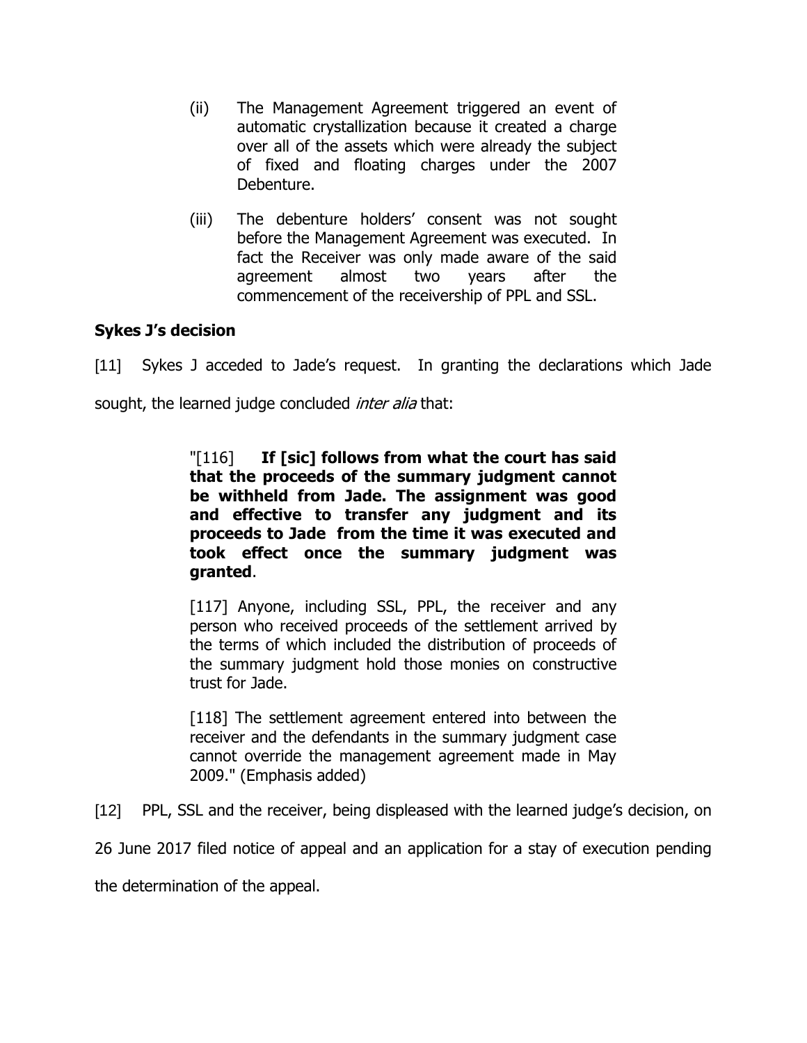(ii) The Management Agreement triggered an event of automatic crystallization because it created a charge over all of the assets which were already the subject of fixed and floating charges under the 2007 Debenture.

(iii) The debenture holders' consent was not sought before the Management Agreement was executed. In fact the Receiver was only made aware of the said agreement almost two years after the commencement of the receivership of PPL and SSL.

**Sykes J's decision**

[11] Sykes J acceded to Jade's request. In granting the declarations which Jade sought, the learned judge concluded *inter alia* that:

> "[116] **If [sic] follows from what the court has said that the proceeds of the summary judgment cannot be withheld from Jade. The assignment was good and effective to transfer any judgment and its proceeds to Jade from the time it was executed and took effect once the summary judgment was granted**.
>
> [117] Anyone, including SSL, PPL, the receiver and any person who received proceeds of the settlement arrived by the terms of which included the distribution of proceeds of the summary judgment hold those monies on constructive trust for Jade.
>
> [118] The settlement agreement entered into between the receiver and the defendants in the summary judgment case cannot override the management agreement made in May 2009." (Emphasis added)

[12] PPL, SSL and the receiver, being displeased with the learned judge's decision, on 26 June 2017 filed notice of appeal and an application for a stay of execution pending the determination of the appeal.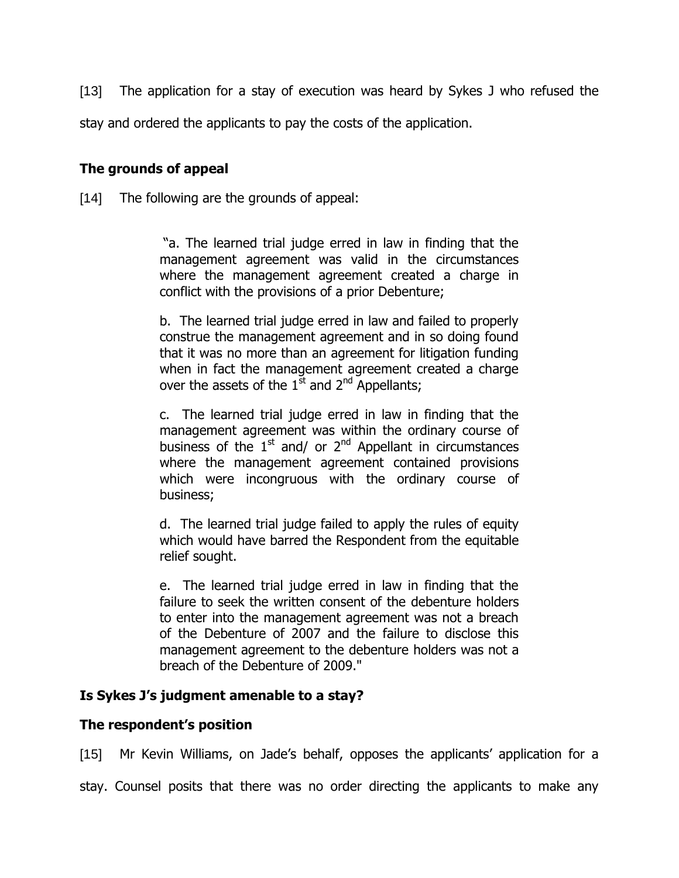[13] The application for a stay of execution was heard by Sykes J who refused the stay and ordered the applicants to pay the costs of the application.

## The grounds of appeal

[14] The following are the grounds of appeal:

> "a. The learned trial judge erred in law in finding that the management agreement was valid in the circumstances where the management agreement created a charge in conflict with the provisions of a prior Debenture;
>
> b. The learned trial judge erred in law and failed to properly construe the management agreement and in so doing found that it was no more than an agreement for litigation funding when in fact the management agreement created a charge over the assets of the 1st and 2nd Appellants;
>
> c. The learned trial judge erred in law in finding that the management agreement was within the ordinary course of business of the 1st and/ or 2nd Appellant in circumstances where the management agreement contained provisions which were incongruous with the ordinary course of business;
>
> d. The learned trial judge failed to apply the rules of equity which would have barred the Respondent from the equitable relief sought.
>
> e. The learned trial judge erred in law in finding that the failure to seek the written consent of the debenture holders to enter into the management agreement was not a breach of the Debenture of 2007 and the failure to disclose this management agreement to the debenture holders was not a breach of the Debenture of 2009."

## Is Sykes J's judgment amenable to a stay?

## The respondent's position

[15] Mr Kevin Williams, on Jade's behalf, opposes the applicants' application for a stay. Counsel posits that there was no order directing the applicants to make any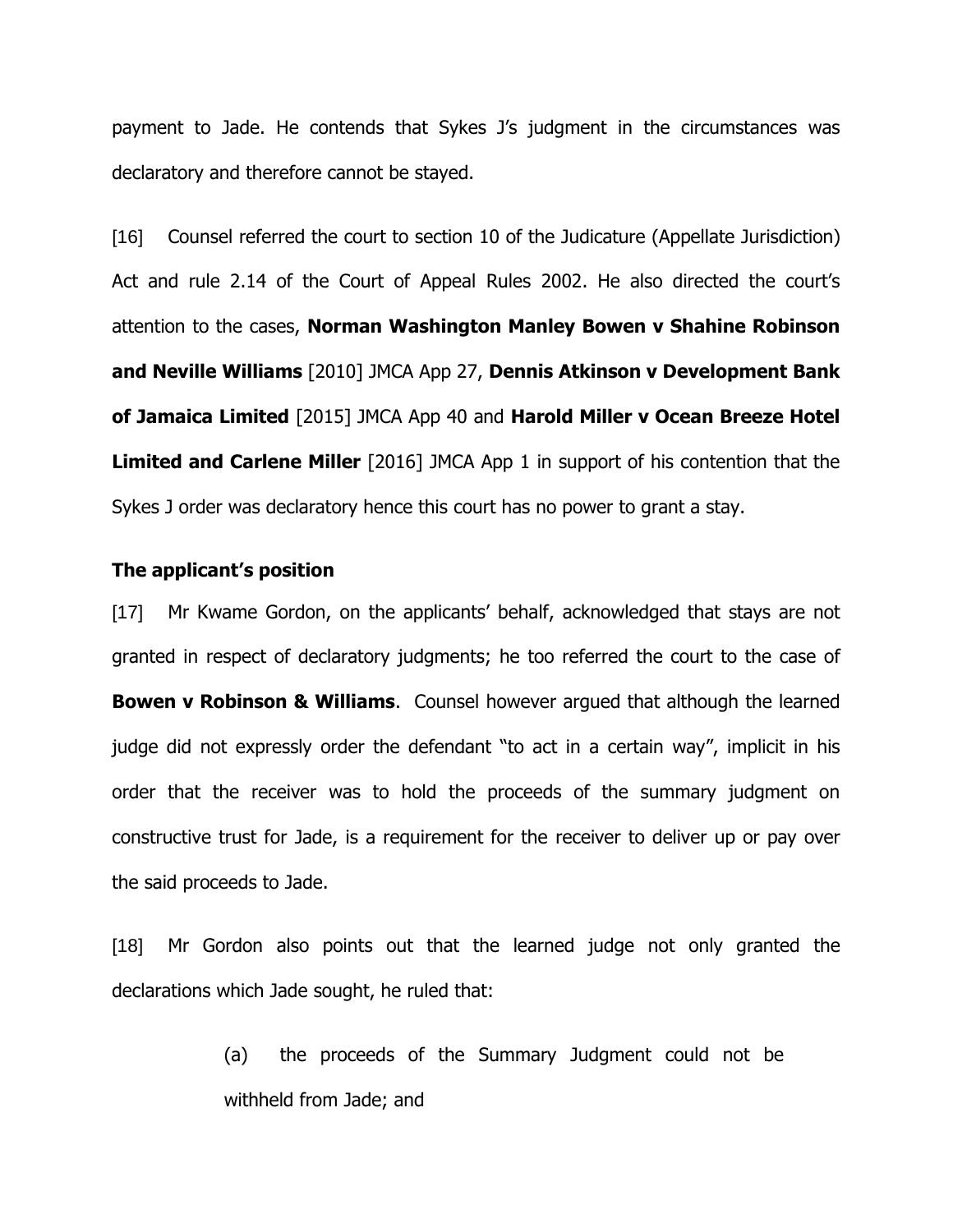payment to Jade. He contends that Sykes J's judgment in the circumstances was declaratory and therefore cannot be stayed.

[16] Counsel referred the court to section 10 of the Judicature (Appellate Jurisdiction) Act and rule 2.14 of the Court of Appeal Rules 2002. He also directed the court's attention to the cases, **Norman Washington Manley Bowen v Shahine Robinson and Neville Williams** [2010] JMCA App 27, **Dennis Atkinson v Development Bank of Jamaica Limited** [2015] JMCA App 40 and **Harold Miller v Ocean Breeze Hotel Limited and Carlene Miller** [2016] JMCA App 1 in support of his contention that the Sykes J order was declaratory hence this court has no power to grant a stay.

### The applicant's position

[17] Mr Kwame Gordon, on the applicants' behalf, acknowledged that stays are not granted in respect of declaratory judgments; he too referred the court to the case of **Bowen v Robinson & Williams**. Counsel however argued that although the learned judge did not expressly order the defendant "to act in a certain way", implicit in his order that the receiver was to hold the proceeds of the summary judgment on constructive trust for Jade, is a requirement for the receiver to deliver up or pay over the said proceeds to Jade.

[18] Mr Gordon also points out that the learned judge not only granted the declarations which Jade sought, he ruled that:

> (a) the proceeds of the Summary Judgment could not be withheld from Jade; and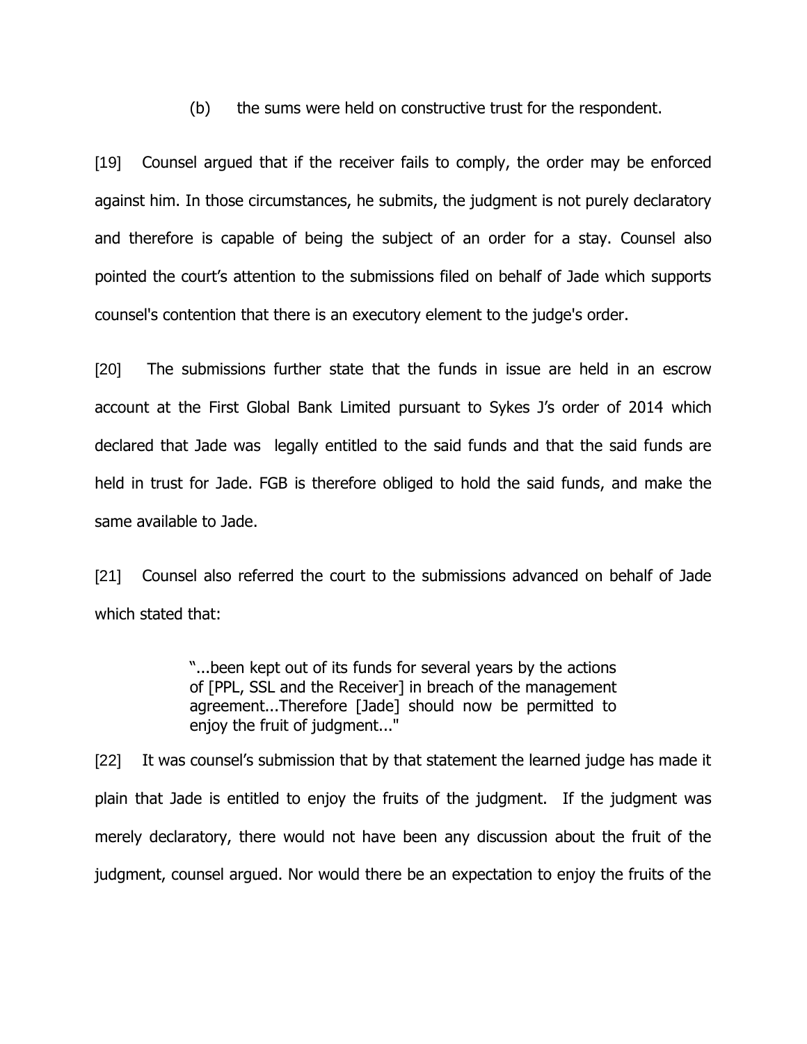(b) the sums were held on constructive trust for the respondent.

[19] Counsel argued that if the receiver fails to comply, the order may be enforced against him. In those circumstances, he submits, the judgment is not purely declaratory and therefore is capable of being the subject of an order for a stay. Counsel also pointed the court's attention to the submissions filed on behalf of Jade which supports counsel's contention that there is an executory element to the judge's order.

[20] The submissions further state that the funds in issue are held in an escrow account at the First Global Bank Limited pursuant to Sykes J's order of 2014 which declared that Jade was legally entitled to the said funds and that the said funds are held in trust for Jade. FGB is therefore obliged to hold the said funds, and make the same available to Jade.

[21] Counsel also referred the court to the submissions advanced on behalf of Jade which stated that:

> "...been kept out of its funds for several years by the actions of [PPL, SSL and the Receiver] in breach of the management agreement...Therefore [Jade] should now be permitted to enjoy the fruit of judgment..."

[22] It was counsel's submission that by that statement the learned judge has made it plain that Jade is entitled to enjoy the fruits of the judgment. If the judgment was merely declaratory, there would not have been any discussion about the fruit of the judgment, counsel argued. Nor would there be an expectation to enjoy the fruits of the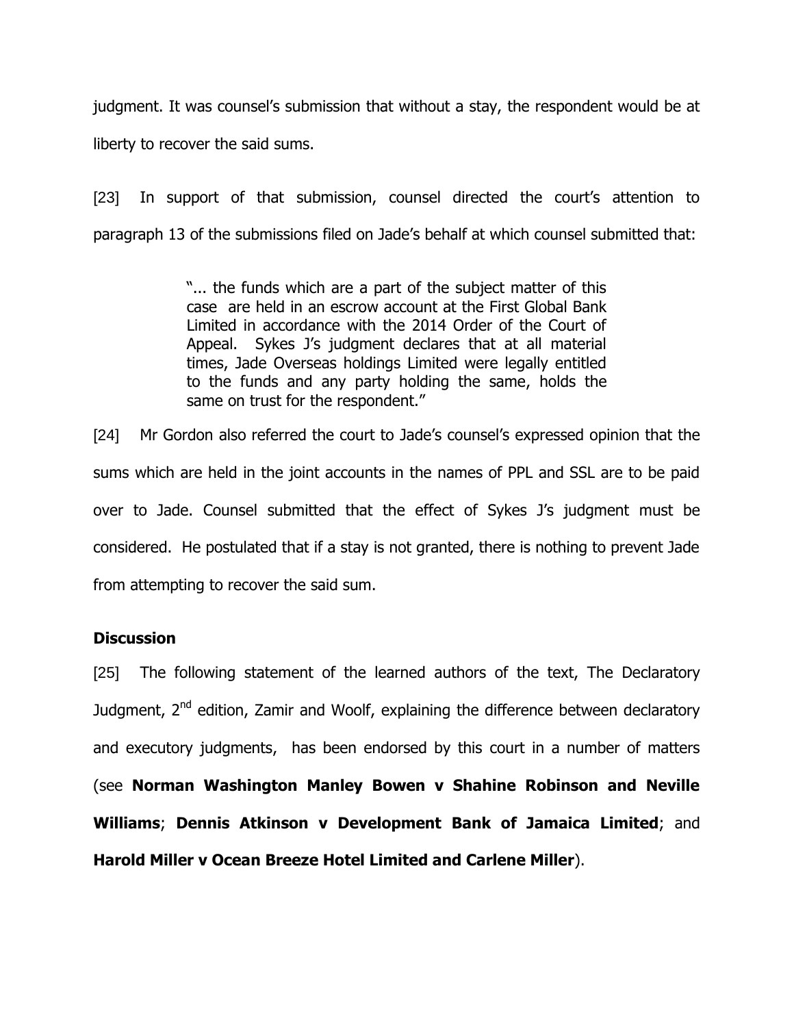judgment. It was counsel's submission that without a stay, the respondent would be at liberty to recover the said sums.

[23] In support of that submission, counsel directed the court's attention to paragraph 13 of the submissions filed on Jade's behalf at which counsel submitted that:

> "... the funds which are a part of the subject matter of this case are held in an escrow account at the First Global Bank Limited in accordance with the 2014 Order of the Court of Appeal. Sykes J's judgment declares that at all material times, Jade Overseas holdings Limited were legally entitled to the funds and any party holding the same, holds the same on trust for the respondent."

[24] Mr Gordon also referred the court to Jade's counsel's expressed opinion that the sums which are held in the joint accounts in the names of PPL and SSL are to be paid over to Jade. Counsel submitted that the effect of Sykes J's judgment must be considered. He postulated that if a stay is not granted, there is nothing to prevent Jade from attempting to recover the said sum.

### Discussion

[25] The following statement of the learned authors of the text, The Declaratory Judgment, 2nd edition, Zamir and Woolf, explaining the difference between declaratory and executory judgments, has been endorsed by this court in a number of matters (see **Norman Washington Manley Bowen v Shahine Robinson and Neville Williams**; **Dennis Atkinson v Development Bank of Jamaica Limited**; and **Harold Miller v Ocean Breeze Hotel Limited and Carlene Miller**).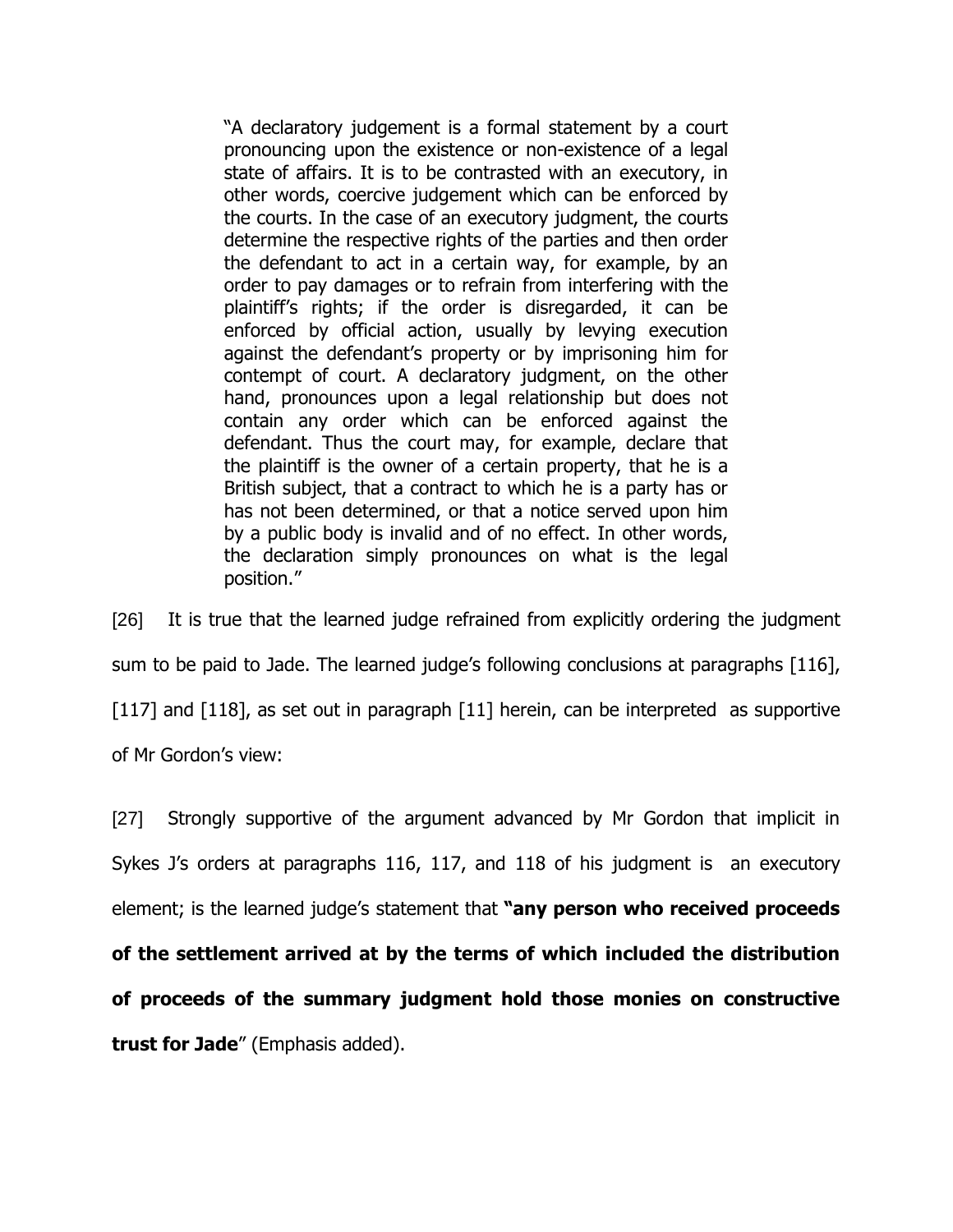> "A declaratory judgement is a formal statement by a court pronouncing upon the existence or non-existence of a legal state of affairs. It is to be contrasted with an executory, in other words, coercive judgement which can be enforced by the courts. In the case of an executory judgment, the courts determine the respective rights of the parties and then order the defendant to act in a certain way, for example, by an order to pay damages or to refrain from interfering with the plaintiff's rights; if the order is disregarded, it can be enforced by official action, usually by levying execution against the defendant's property or by imprisoning him for contempt of court. A declaratory judgment, on the other hand, pronounces upon a legal relationship but does not contain any order which can be enforced against the defendant. Thus the court may, for example, declare that the plaintiff is the owner of a certain property, that he is a British subject, that a contract to which he is a party has or has not been determined, or that a notice served upon him by a public body is invalid and of no effect. In other words, the declaration simply pronounces on what is the legal position."

[26] It is true that the learned judge refrained from explicitly ordering the judgment sum to be paid to Jade. The learned judge's following conclusions at paragraphs [116], [117] and [118], as set out in paragraph [11] herein, can be interpreted as supportive of Mr Gordon's view:

[27] Strongly supportive of the argument advanced by Mr Gordon that implicit in Sykes J's orders at paragraphs 116, 117, and 118 of his judgment is an executory element; is the learned judge's statement that **"any person who received proceeds of the settlement arrived at by the terms of which included the distribution of proceeds of the summary judgment hold those monies on constructive trust for Jade"** (Emphasis added).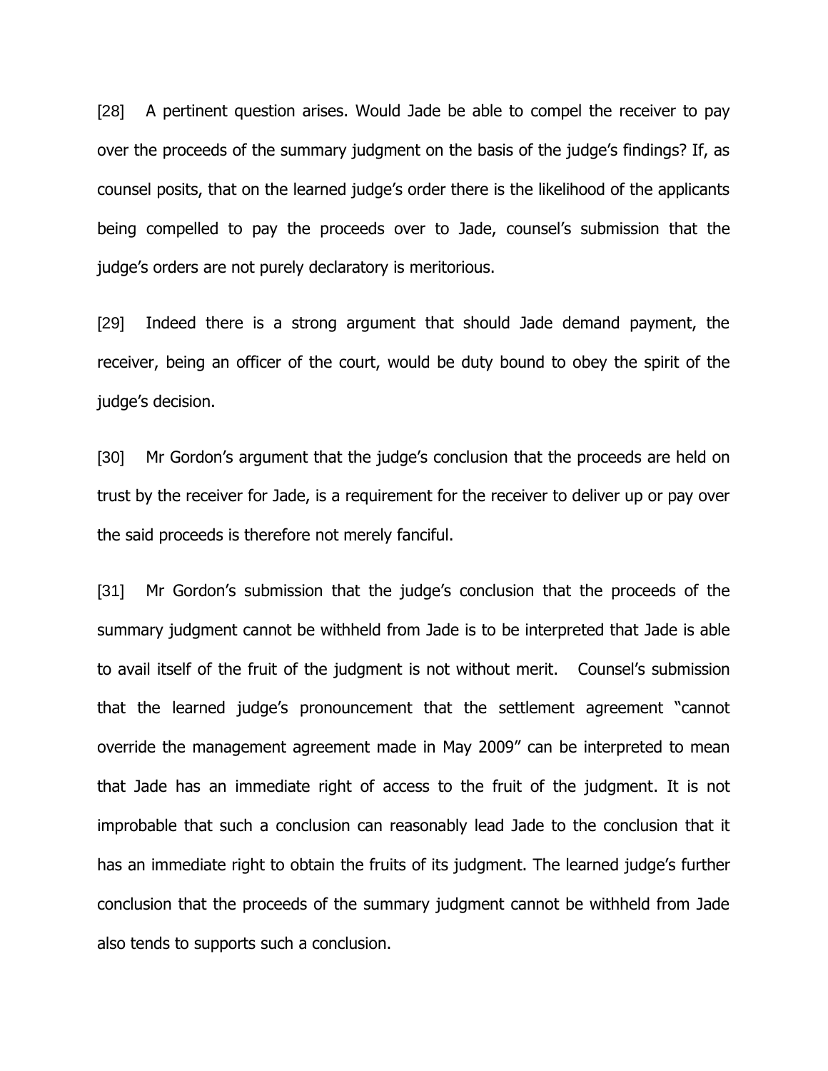[28] A pertinent question arises. Would Jade be able to compel the receiver to pay over the proceeds of the summary judgment on the basis of the judge's findings? If, as counsel posits, that on the learned judge's order there is the likelihood of the applicants being compelled to pay the proceeds over to Jade, counsel's submission that the judge's orders are not purely declaratory is meritorious.

[29] Indeed there is a strong argument that should Jade demand payment, the receiver, being an officer of the court, would be duty bound to obey the spirit of the judge's decision.

[30] Mr Gordon's argument that the judge's conclusion that the proceeds are held on trust by the receiver for Jade, is a requirement for the receiver to deliver up or pay over the said proceeds is therefore not merely fanciful.

[31] Mr Gordon's submission that the judge's conclusion that the proceeds of the summary judgment cannot be withheld from Jade is to be interpreted that Jade is able to avail itself of the fruit of the judgment is not without merit. Counsel's submission that the learned judge's pronouncement that the settlement agreement "cannot override the management agreement made in May 2009" can be interpreted to mean that Jade has an immediate right of access to the fruit of the judgment. It is not improbable that such a conclusion can reasonably lead Jade to the conclusion that it has an immediate right to obtain the fruits of its judgment. The learned judge's further conclusion that the proceeds of the summary judgment cannot be withheld from Jade also tends to supports such a conclusion.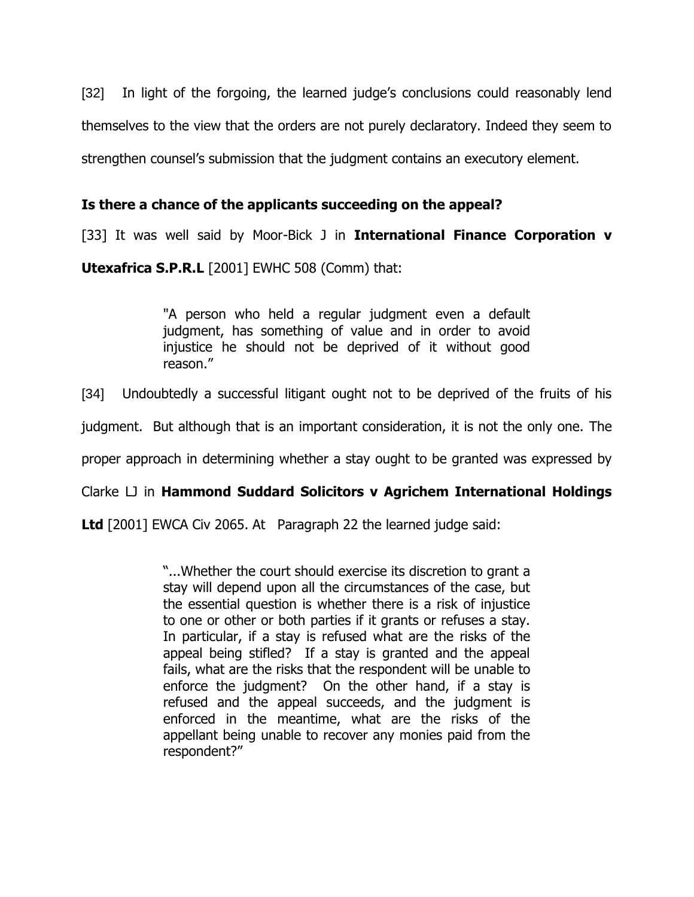[32] In light of the forgoing, the learned judge's conclusions could reasonably lend themselves to the view that the orders are not purely declaratory. Indeed they seem to strengthen counsel's submission that the judgment contains an executory element.

**Is there a chance of the applicants succeeding on the appeal?**

[33] It was well said by Moor-Bick J in **International Finance Corporation v Utexafrica S.P.R.L** [2001] EWHC 508 (Comm) that:

> "A person who held a regular judgment even a default judgment, has something of value and in order to avoid injustice he should not be deprived of it without good reason."

[34] Undoubtedly a successful litigant ought not to be deprived of the fruits of his judgment. But although that is an important consideration, it is not the only one. The proper approach in determining whether a stay ought to be granted was expressed by Clarke LJ in **Hammond Suddard Solicitors v Agrichem International Holdings Ltd** [2001] EWCA Civ 2065. At Paragraph 22 the learned judge said:

> "...Whether the court should exercise its discretion to grant a stay will depend upon all the circumstances of the case, but the essential question is whether there is a risk of injustice to one or other or both parties if it grants or refuses a stay. In particular, if a stay is refused what are the risks of the appeal being stifled? If a stay is granted and the appeal fails, what are the risks that the respondent will be unable to enforce the judgment? On the other hand, if a stay is refused and the appeal succeeds, and the judgment is enforced in the meantime, what are the risks of the appellant being unable to recover any monies paid from the respondent?"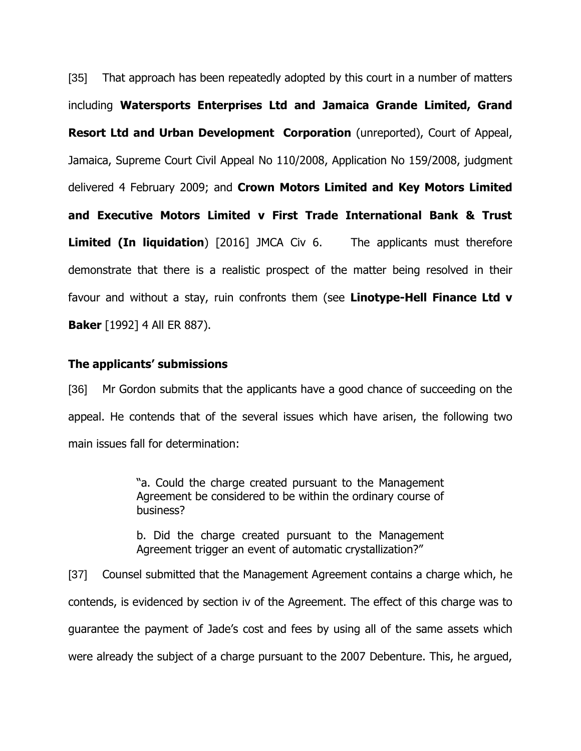[35] That approach has been repeatedly adopted by this court in a number of matters including **Watersports Enterprises Ltd and Jamaica Grande Limited, Grand Resort Ltd and Urban Development Corporation** (unreported), Court of Appeal, Jamaica, Supreme Court Civil Appeal No 110/2008, Application No 159/2008, judgment delivered 4 February 2009; and **Crown Motors Limited and Key Motors Limited and Executive Motors Limited v First Trade International Bank & Trust Limited (In liquidation**) [2016] JMCA Civ 6. The applicants must therefore demonstrate that there is a realistic prospect of the matter being resolved in their favour and without a stay, ruin confronts them (see **Linotype-Hell Finance Ltd v Baker** [1992] 4 All ER 887).

**The applicants' submissions**

[36] Mr Gordon submits that the applicants have a good chance of succeeding on the appeal. He contends that of the several issues which have arisen, the following two main issues fall for determination:

> "a. Could the charge created pursuant to the Management Agreement be considered to be within the ordinary course of business?
>
> b. Did the charge created pursuant to the Management Agreement trigger an event of automatic crystallization?"

[37] Counsel submitted that the Management Agreement contains a charge which, he contends, is evidenced by section iv of the Agreement. The effect of this charge was to guarantee the payment of Jade's cost and fees by using all of the same assets which were already the subject of a charge pursuant to the 2007 Debenture. This, he argued,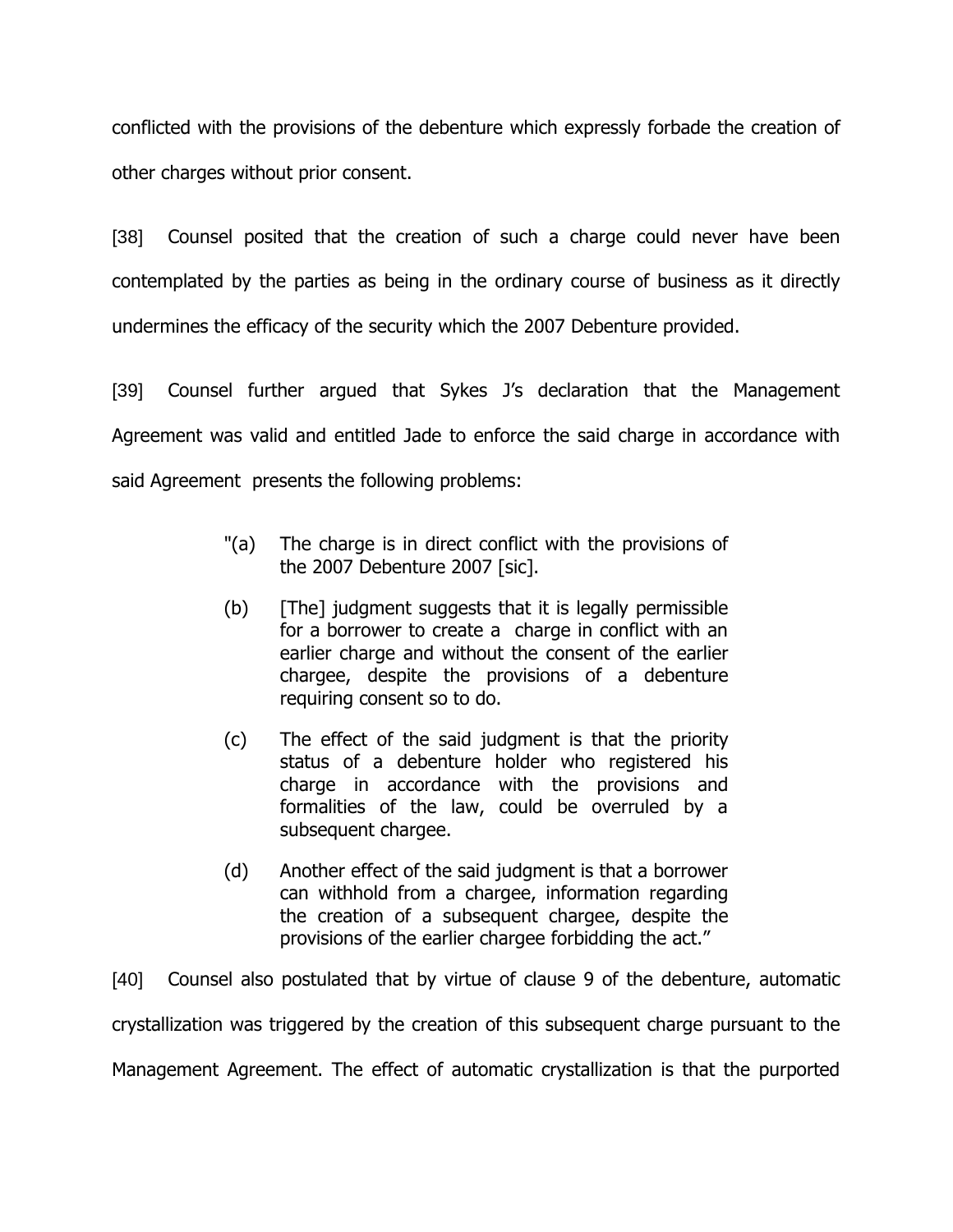conflicted with the provisions of the debenture which expressly forbade the creation of other charges without prior consent.

[38] Counsel posited that the creation of such a charge could never have been contemplated by the parties as being in the ordinary course of business as it directly undermines the efficacy of the security which the 2007 Debenture provided.

[39] Counsel further argued that Sykes J's declaration that the Management Agreement was valid and entitled Jade to enforce the said charge in accordance with said Agreement presents the following problems:

> "(a) The charge is in direct conflict with the provisions of the 2007 Debenture 2007 [sic].
>
> (b) [The] judgment suggests that it is legally permissible for a borrower to create a charge in conflict with an earlier charge and without the consent of the earlier chargee, despite the provisions of a debenture requiring consent so to do.
>
> (c) The effect of the said judgment is that the priority status of a debenture holder who registered his charge in accordance with the provisions and formalities of the law, could be overruled by a subsequent chargee.
>
> (d) Another effect of the said judgment is that a borrower can withhold from a chargee, information regarding the creation of a subsequent chargee, despite the provisions of the earlier chargee forbidding the act."

[40] Counsel also postulated that by virtue of clause 9 of the debenture, automatic crystallization was triggered by the creation of this subsequent charge pursuant to the Management Agreement. The effect of automatic crystallization is that the purported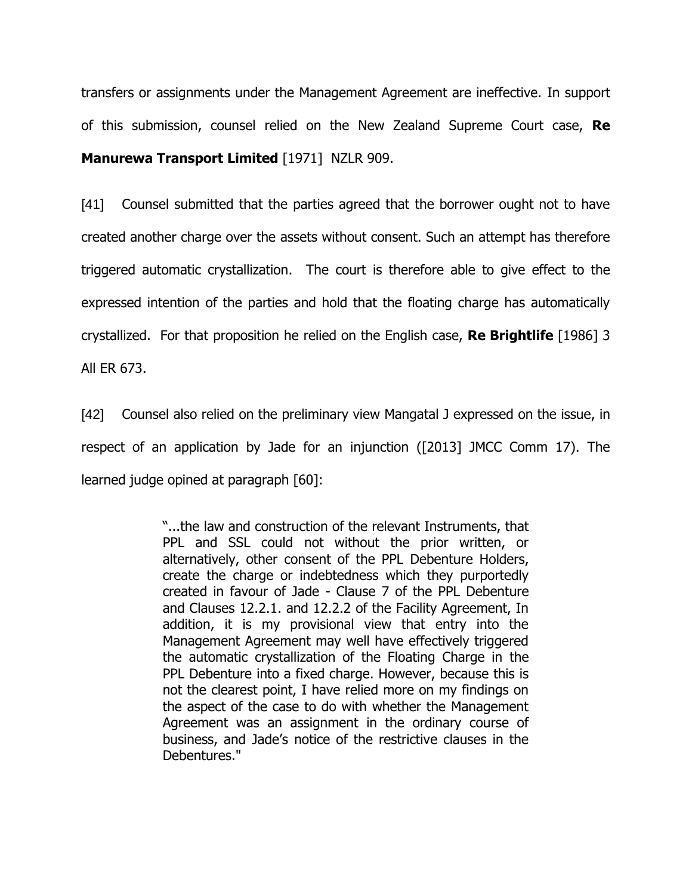transfers or assignments under the Management Agreement are ineffective. In support of this submission, counsel relied on the New Zealand Supreme Court case, **Re Manurewa Transport Limited** [1971] NZLR 909.

[41] Counsel submitted that the parties agreed that the borrower ought not to have created another charge over the assets without consent. Such an attempt has therefore triggered automatic crystallization. The court is therefore able to give effect to the expressed intention of the parties and hold that the floating charge has automatically crystallized. For that proposition he relied on the English case, **Re Brightlife** [1986] 3 All ER 673.

[42] Counsel also relied on the preliminary view Mangatal J expressed on the issue, in respect of an application by Jade for an injunction ([2013] JMCC Comm 17). The learned judge opined at paragraph [60]:

> "...the law and construction of the relevant Instruments, that PPL and SSL could not without the prior written, or alternatively, other consent of the PPL Debenture Holders, create the charge or indebtedness which they purportedly created in favour of Jade - Clause 7 of the PPL Debenture and Clauses 12.2.1. and 12.2.2 of the Facility Agreement, In addition, it is my provisional view that entry into the Management Agreement may well have effectively triggered the automatic crystallization of the Floating Charge in the PPL Debenture into a fixed charge. However, because this is not the clearest point, I have relied more on my findings on the aspect of the case to do with whether the Management Agreement was an assignment in the ordinary course of business, and Jade's notice of the restrictive clauses in the Debentures."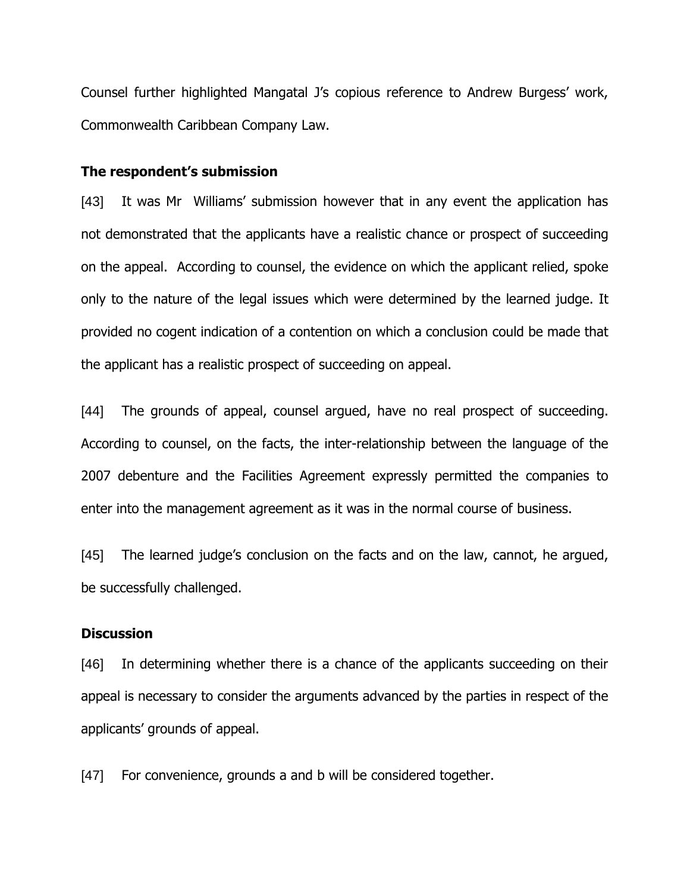Counsel further highlighted Mangatal J's copious reference to Andrew Burgess' work, Commonwealth Caribbean Company Law.

**The respondent's submission**

[43] It was Mr Williams' submission however that in any event the application has not demonstrated that the applicants have a realistic chance or prospect of succeeding on the appeal. According to counsel, the evidence on which the applicant relied, spoke only to the nature of the legal issues which were determined by the learned judge. It provided no cogent indication of a contention on which a conclusion could be made that the applicant has a realistic prospect of succeeding on appeal.

[44] The grounds of appeal, counsel argued, have no real prospect of succeeding. According to counsel, on the facts, the inter-relationship between the language of the 2007 debenture and the Facilities Agreement expressly permitted the companies to enter into the management agreement as it was in the normal course of business.

[45] The learned judge's conclusion on the facts and on the law, cannot, he argued, be successfully challenged.

**Discussion**

[46] In determining whether there is a chance of the applicants succeeding on their appeal is necessary to consider the arguments advanced by the parties in respect of the applicants' grounds of appeal.

[47] For convenience, grounds a and b will be considered together.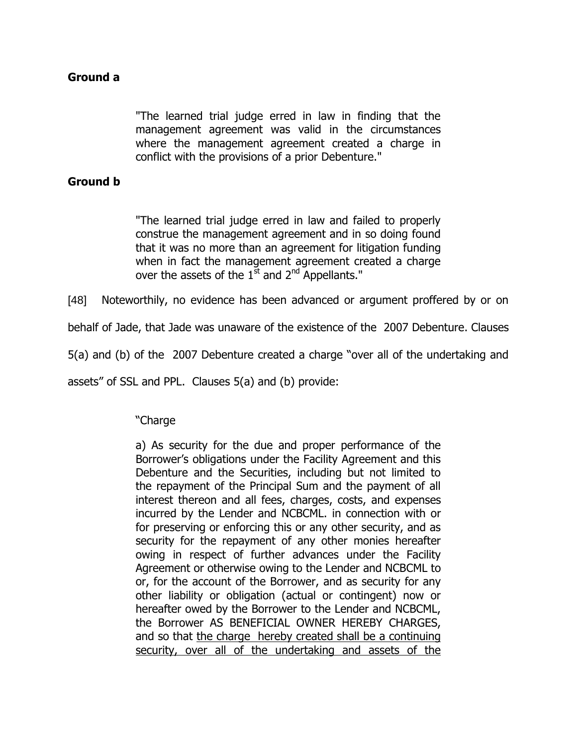**Ground a**

> "The learned trial judge erred in law in finding that the management agreement was valid in the circumstances where the management agreement created a charge in conflict with the provisions of a prior Debenture."

**Ground b**

> "The learned trial judge erred in law and failed to properly construe the management agreement and in so doing found that it was no more than an agreement for litigation funding when in fact the management agreement created a charge over the assets of the 1st and 2nd Appellants."

[48] Noteworthily, no evidence has been advanced or argument proffered by or on behalf of Jade, that Jade was unaware of the existence of the 2007 Debenture. Clauses 5(a) and (b) of the 2007 Debenture created a charge "over all of the undertaking and assets" of SSL and PPL. Clauses 5(a) and (b) provide:

> "Charge
>
> a) As security for the due and proper performance of the Borrower's obligations under the Facility Agreement and this Debenture and the Securities, including but not limited to the repayment of the Principal Sum and the payment of all interest thereon and all fees, charges, costs, and expenses incurred by the Lender and NCBCML. in connection with or for preserving or enforcing this or any other security, and as security for the repayment of any other monies hereafter owing in respect of further advances under the Facility Agreement or otherwise owing to the Lender and NCBCML to or, for the account of the Borrower, and as security for any other liability or obligation (actual or contingent) now or hereafter owed by the Borrower to the Lender and NCBCML, the Borrower AS BENEFICIAL OWNER HEREBY CHARGES, and so that <u>the charge hereby created shall be a continuing security, over all of the undertaking and assets of the</u>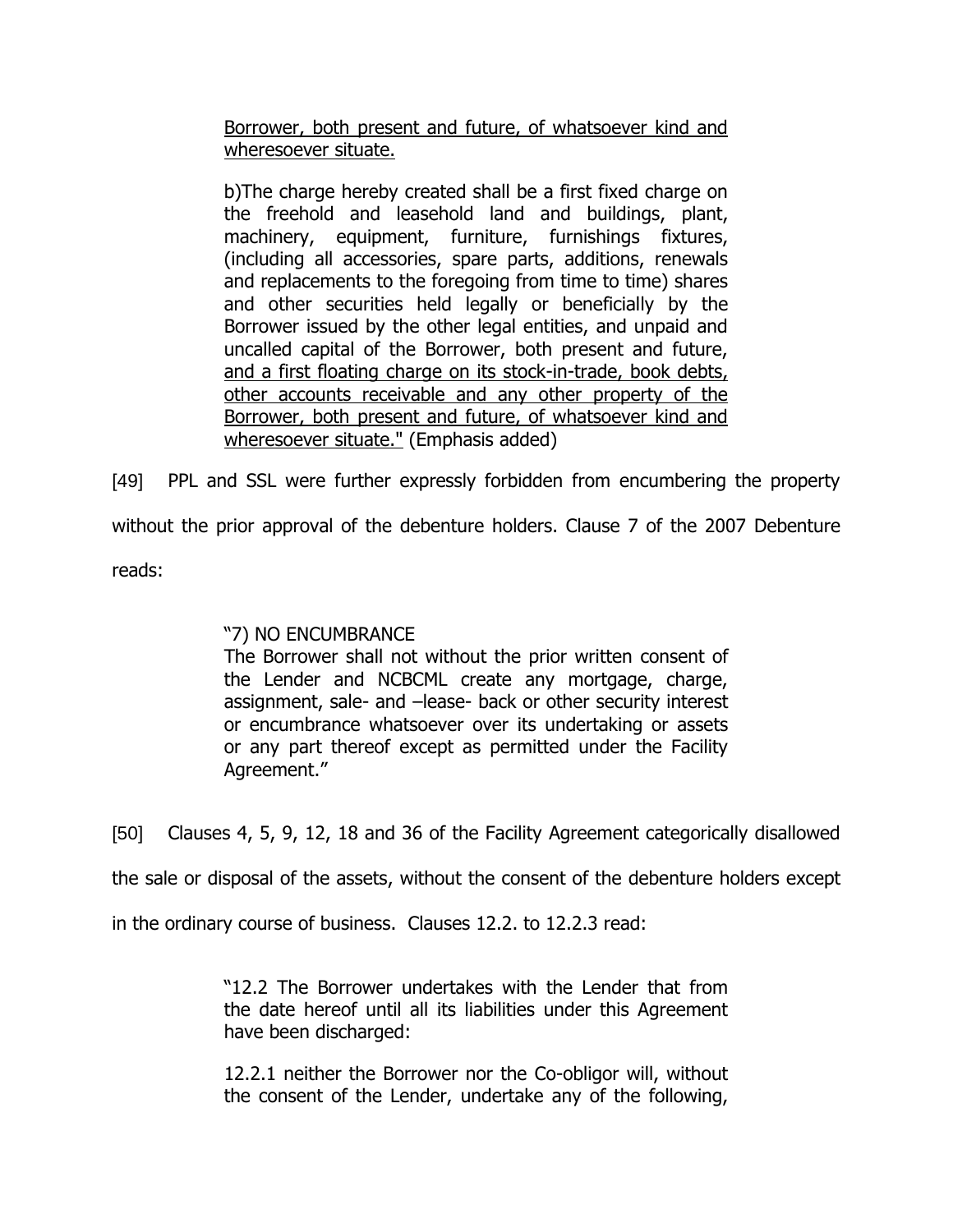> <u>Borrower, both present and future, of whatsoever kind and wheresoever situate.</u>
>
> b)The charge hereby created shall be a first fixed charge on the freehold and leasehold land and buildings, plant, machinery, equipment, furniture, furnishings fixtures, (including all accessories, spare parts, additions, renewals and replacements to the foregoing from time to time) shares and other securities held legally or beneficially by the Borrower issued by the other legal entities, and unpaid and uncalled capital of the Borrower, both present and future, <u>and a first floating charge on its stock-in-trade, book debts, other accounts receivable and any other property of the Borrower, both present and future, of whatsoever kind and wheresoever situate."</u> (Emphasis added)

[49] PPL and SSL were further expressly forbidden from encumbering the property without the prior approval of the debenture holders. Clause 7 of the 2007 Debenture reads:

> "7) NO ENCUMBRANCE
> The Borrower shall not without the prior written consent of the Lender and NCBCML create any mortgage, charge, assignment, sale- and –lease- back or other security interest or encumbrance whatsoever over its undertaking or assets or any part thereof except as permitted under the Facility Agreement."

[50] Clauses 4, 5, 9, 12, 18 and 36 of the Facility Agreement categorically disallowed the sale or disposal of the assets, without the consent of the debenture holders except in the ordinary course of business. Clauses 12.2. to 12.2.3 read:

> "12.2 The Borrower undertakes with the Lender that from the date hereof until all its liabilities under this Agreement have been discharged:
>
> 12.2.1 neither the Borrower nor the Co-obligor will, without the consent of the Lender, undertake any of the following,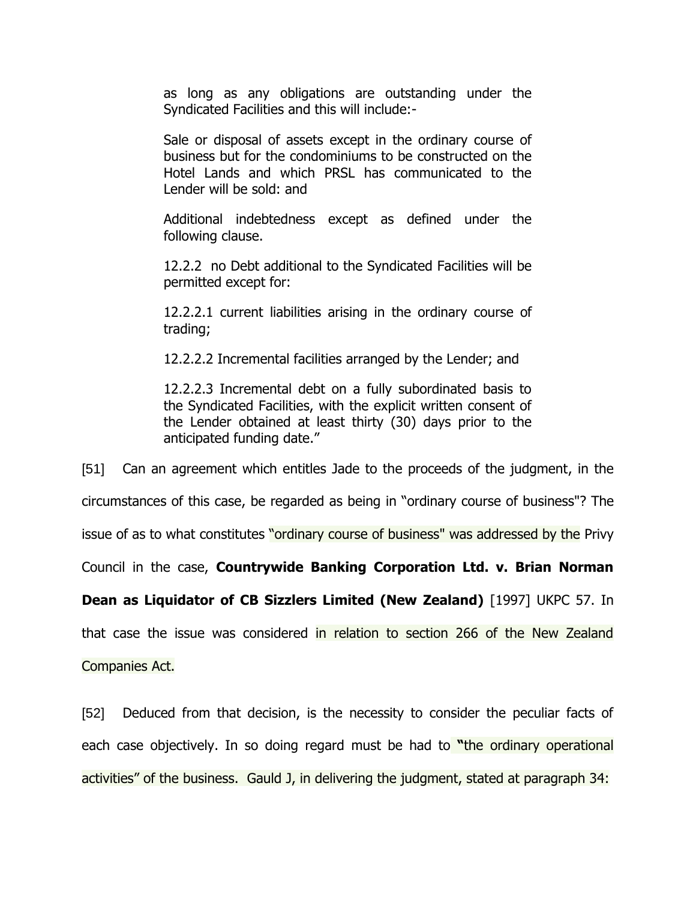> as long as any obligations are outstanding under the Syndicated Facilities and this will include:-
>
> Sale or disposal of assets except in the ordinary course of business but for the condominiums to be constructed on the Hotel Lands and which PRSL has communicated to the Lender will be sold: and
>
> Additional indebtedness except as defined under the following clause.
>
> 12.2.2 no Debt additional to the Syndicated Facilities will be permitted except for:
>
> 12.2.2.1 current liabilities arising in the ordinary course of trading;
>
> 12.2.2.2 Incremental facilities arranged by the Lender; and
>
> 12.2.2.3 Incremental debt on a fully subordinated basis to the Syndicated Facilities, with the explicit written consent of the Lender obtained at least thirty (30) days prior to the anticipated funding date."

[51] Can an agreement which entitles Jade to the proceeds of the judgment, in the circumstances of this case, be regarded as being in "ordinary course of business"? The issue of as to what constitutes "ordinary course of business" was addressed by the Privy Council in the case, **Countrywide Banking Corporation Ltd. v. Brian Norman Dean as Liquidator of CB Sizzlers Limited (New Zealand)** [1997] UKPC 57. In that case the issue was considered in relation to section 266 of the New Zealand Companies Act.

[52] Deduced from that decision, is the necessity to consider the peculiar facts of each case objectively. In so doing regard must be had to **"**the ordinary operational activities" of the business. Gauld J, in delivering the judgment, stated at paragraph 34: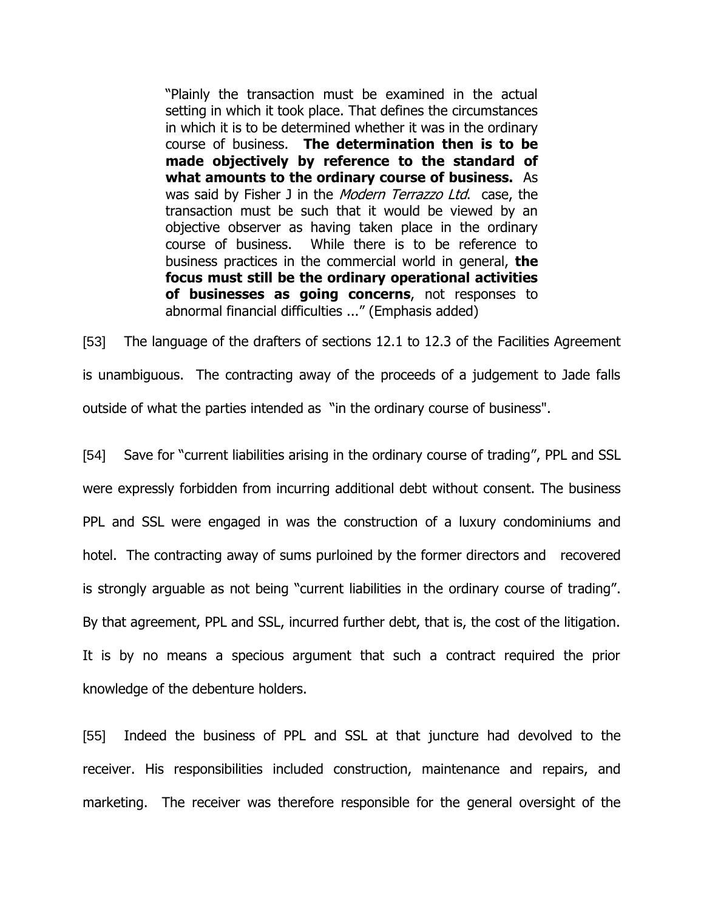> "Plainly the transaction must be examined in the actual setting in which it took place. That defines the circumstances in which it is to be determined whether it was in the ordinary course of business. **The determination then is to be made objectively by reference to the standard of what amounts to the ordinary course of business.** As was said by Fisher J in the *Modern Terrazzo Ltd*. case, the transaction must be such that it would be viewed by an objective observer as having taken place in the ordinary course of business. While there is to be reference to business practices in the commercial world in general, **the focus must still be the ordinary operational activities of businesses as going concerns**, not responses to abnormal financial difficulties ..." (Emphasis added)

[53] The language of the drafters of sections 12.1 to 12.3 of the Facilities Agreement is unambiguous. The contracting away of the proceeds of a judgement to Jade falls outside of what the parties intended as "in the ordinary course of business".

[54] Save for "current liabilities arising in the ordinary course of trading", PPL and SSL were expressly forbidden from incurring additional debt without consent. The business PPL and SSL were engaged in was the construction of a luxury condominiums and hotel. The contracting away of sums purloined by the former directors and recovered is strongly arguable as not being "current liabilities in the ordinary course of trading". By that agreement, PPL and SSL, incurred further debt, that is, the cost of the litigation. It is by no means a specious argument that such a contract required the prior knowledge of the debenture holders.

[55] Indeed the business of PPL and SSL at that juncture had devolved to the receiver. His responsibilities included construction, maintenance and repairs, and marketing. The receiver was therefore responsible for the general oversight of the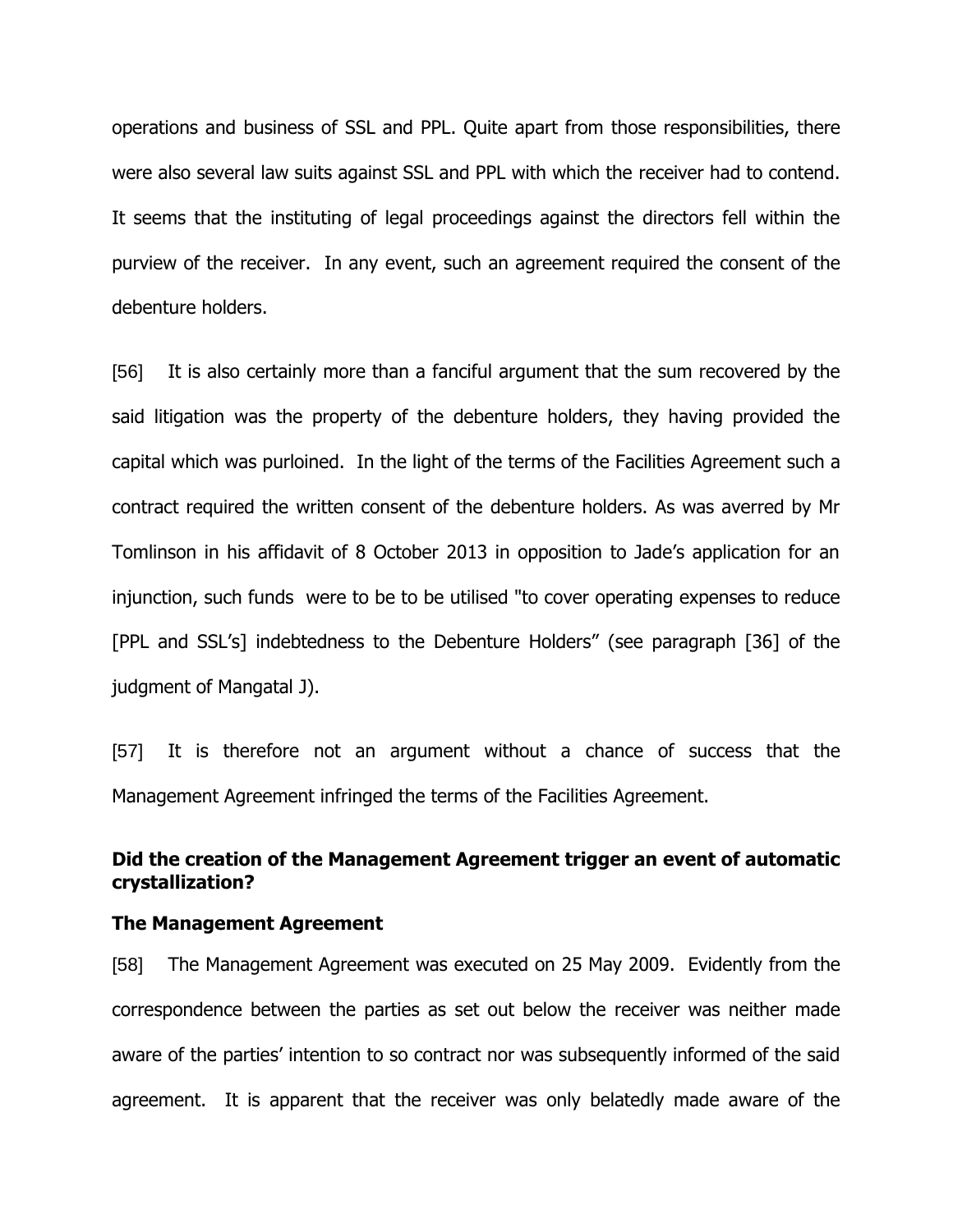operations and business of SSL and PPL. Quite apart from those responsibilities, there were also several law suits against SSL and PPL with which the receiver had to contend. It seems that the instituting of legal proceedings against the directors fell within the purview of the receiver. In any event, such an agreement required the consent of the debenture holders.

[56] It is also certainly more than a fanciful argument that the sum recovered by the said litigation was the property of the debenture holders, they having provided the capital which was purloined. In the light of the terms of the Facilities Agreement such a contract required the written consent of the debenture holders. As was averred by Mr Tomlinson in his affidavit of 8 October 2013 in opposition to Jade's application for an injunction, such funds were to be to be utilised "to cover operating expenses to reduce [PPL and SSL's] indebtedness to the Debenture Holders" (see paragraph [36] of the judgment of Mangatal J).

[57] It is therefore not an argument without a chance of success that the Management Agreement infringed the terms of the Facilities Agreement.

**Did the creation of the Management Agreement trigger an event of automatic crystallization?**

**The Management Agreement**

[58] The Management Agreement was executed on 25 May 2009. Evidently from the correspondence between the parties as set out below the receiver was neither made aware of the parties' intention to so contract nor was subsequently informed of the said agreement. It is apparent that the receiver was only belatedly made aware of the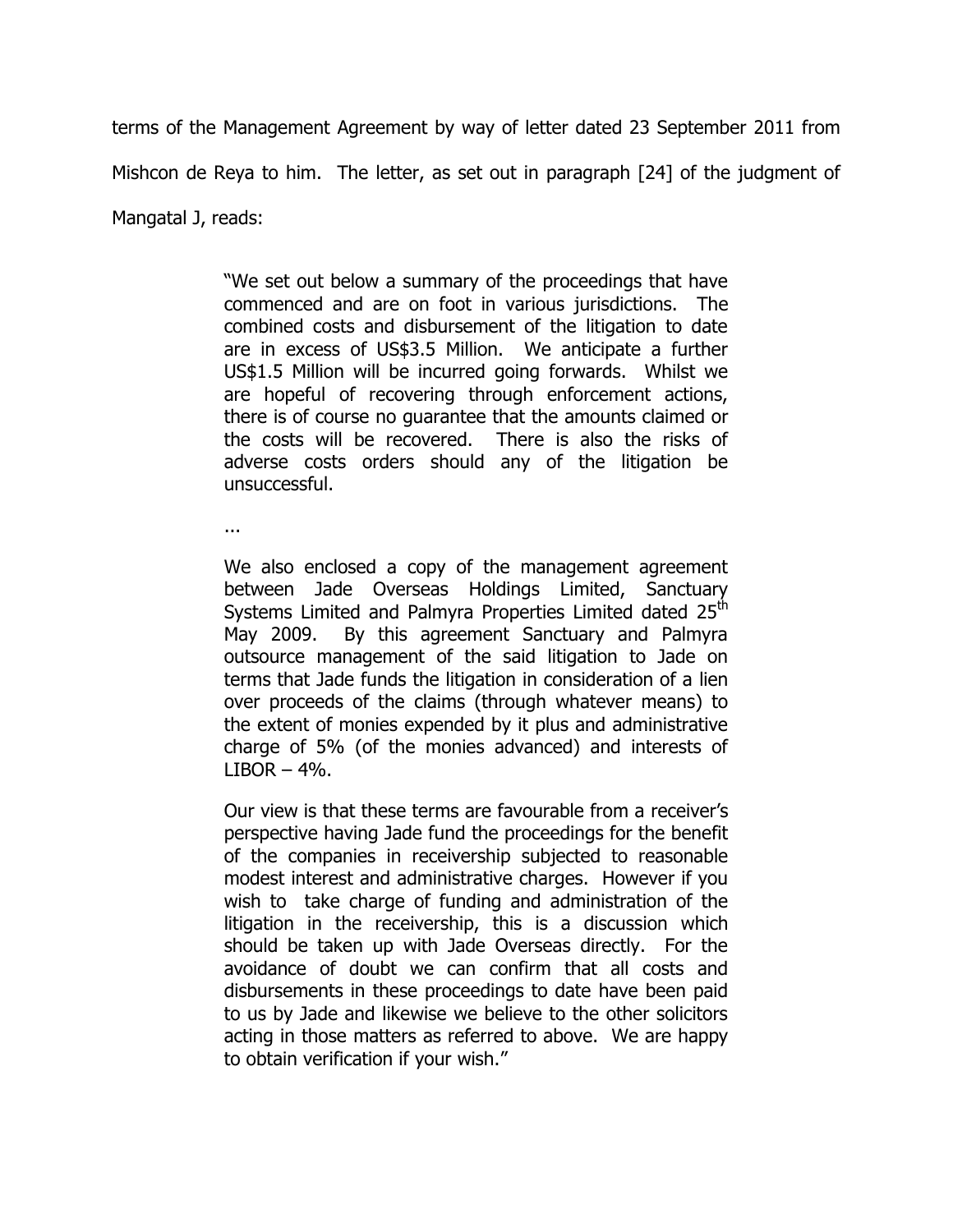terms of the Management Agreement by way of letter dated 23 September 2011 from Mishcon de Reya to him. The letter, as set out in paragraph [24] of the judgment of Mangatal J, reads:

> "We set out below a summary of the proceedings that have commenced and are on foot in various jurisdictions. The combined costs and disbursement of the litigation to date are in excess of US$3.5 Million. We anticipate a further US$1.5 Million will be incurred going forwards. Whilst we are hopeful of recovering through enforcement actions, there is of course no guarantee that the amounts claimed or the costs will be recovered. There is also the risks of adverse costs orders should any of the litigation be unsuccessful.
>
> ...
>
> We also enclosed a copy of the management agreement between Jade Overseas Holdings Limited, Sanctuary Systems Limited and Palmyra Properties Limited dated 25th May 2009. By this agreement Sanctuary and Palmyra outsource management of the said litigation to Jade on terms that Jade funds the litigation in consideration of a lien over proceeds of the claims (through whatever means) to the extent of monies expended by it plus and administrative charge of 5% (of the monies advanced) and interests of LIBOR – 4%.
>
> Our view is that these terms are favourable from a receiver's perspective having Jade fund the proceedings for the benefit of the companies in receivership subjected to reasonable modest interest and administrative charges. However if you wish to take charge of funding and administration of the litigation in the receivership, this is a discussion which should be taken up with Jade Overseas directly. For the avoidance of doubt we can confirm that all costs and disbursements in these proceedings to date have been paid to us by Jade and likewise we believe to the other solicitors acting in those matters as referred to above. We are happy to obtain verification if your wish."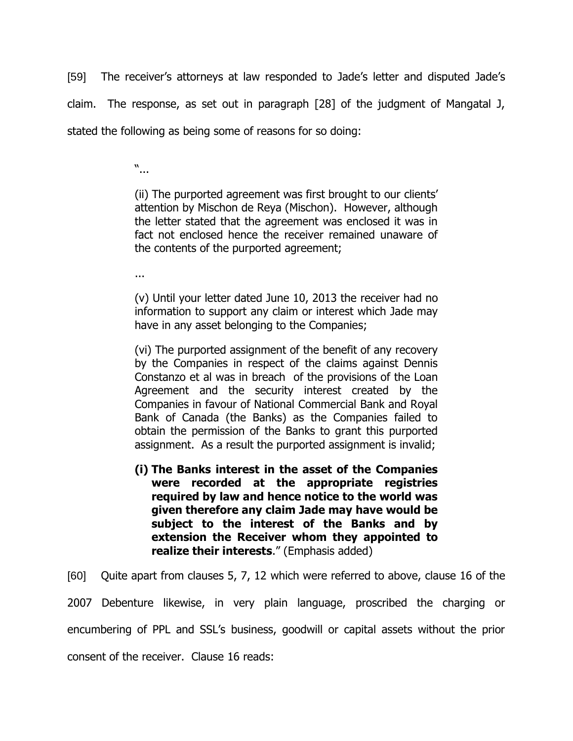[59] The receiver's attorneys at law responded to Jade's letter and disputed Jade's claim. The response, as set out in paragraph [28] of the judgment of Mangatal J, stated the following as being some of reasons for so doing:

> "...
>
> (ii) The purported agreement was first brought to our clients' attention by Mischon de Reya (Mischon). However, although the letter stated that the agreement was enclosed it was in fact not enclosed hence the receiver remained unaware of the contents of the purported agreement;
>
> ...
>
> (v) Until your letter dated June 10, 2013 the receiver had no information to support any claim or interest which Jade may have in any asset belonging to the Companies;
>
> (vi) The purported assignment of the benefit of any recovery by the Companies in respect of the claims against Dennis Constanzo et al was in breach of the provisions of the Loan Agreement and the security interest created by the Companies in favour of National Commercial Bank and Royal Bank of Canada (the Banks) as the Companies failed to obtain the permission of the Banks to grant this purported assignment. As a result the purported assignment is invalid;
>
> **(i) The Banks interest in the asset of the Companies were recorded at the appropriate registries required by law and hence notice to the world was given therefore any claim Jade may have would be subject to the interest of the Banks and by extension the Receiver whom they appointed to realize their interests**." (Emphasis added)

[60] Quite apart from clauses 5, 7, 12 which were referred to above, clause 16 of the 2007 Debenture likewise, in very plain language, proscribed the charging or encumbering of PPL and SSL's business, goodwill or capital assets without the prior consent of the receiver. Clause 16 reads: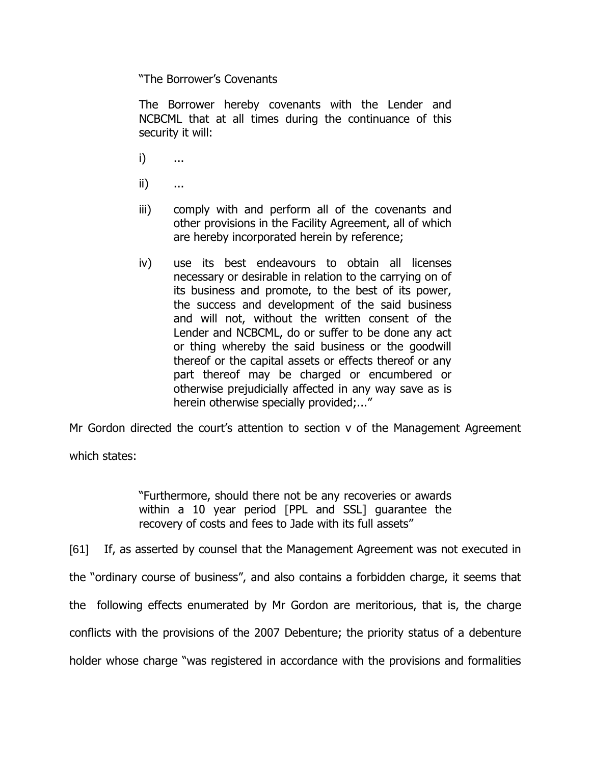> "The Borrower's Covenants
>
> The Borrower hereby covenants with the Lender and NCBCML that at all times during the continuance of this security it will:
>
> i) ...
>
> ii) ...
>
> iii) comply with and perform all of the covenants and other provisions in the Facility Agreement, all of which are hereby incorporated herein by reference;
>
> iv) use its best endeavours to obtain all licenses necessary or desirable in relation to the carrying on of its business and promote, to the best of its power, the success and development of the said business and will not, without the written consent of the Lender and NCBCML, do or suffer to be done any act or thing whereby the said business or the goodwill thereof or the capital assets or effects thereof or any part thereof may be charged or encumbered or otherwise prejudicially affected in any way save as is herein otherwise specially provided;..."

Mr Gordon directed the court's attention to section v of the Management Agreement which states:

> "Furthermore, should there not be any recoveries or awards within a 10 year period [PPL and SSL] guarantee the recovery of costs and fees to Jade with its full assets"

[61] If, as asserted by counsel that the Management Agreement was not executed in the "ordinary course of business", and also contains a forbidden charge, it seems that the following effects enumerated by Mr Gordon are meritorious, that is, the charge conflicts with the provisions of the 2007 Debenture; the priority status of a debenture holder whose charge "was registered in accordance with the provisions and formalities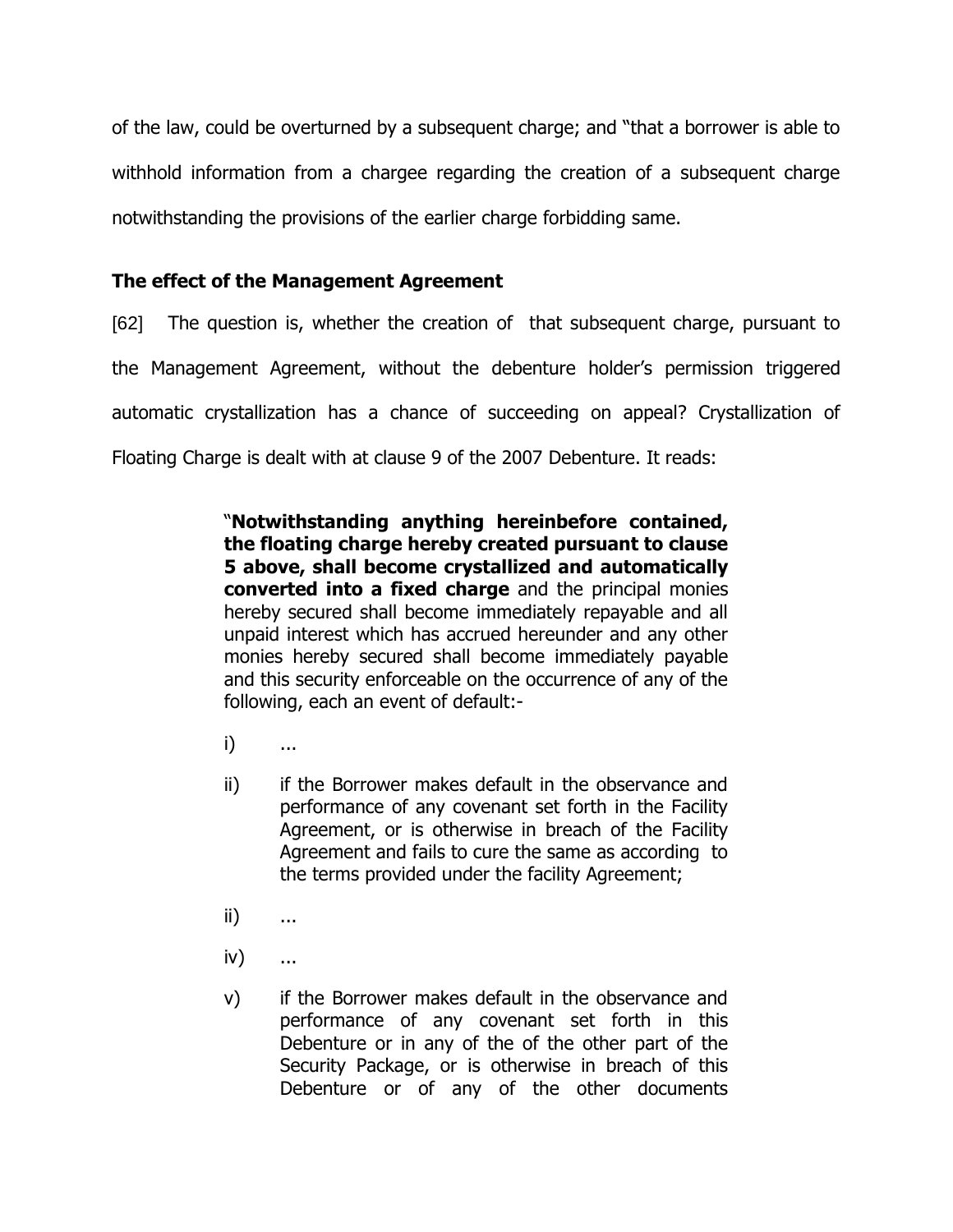of the law, could be overturned by a subsequent charge; and "that a borrower is able to withhold information from a chargee regarding the creation of a subsequent charge notwithstanding the provisions of the earlier charge forbidding same.

### The effect of the Management Agreement

[62] The question is, whether the creation of that subsequent charge, pursuant to the Management Agreement, without the debenture holder's permission triggered automatic crystallization has a chance of succeeding on appeal? Crystallization of Floating Charge is dealt with at clause 9 of the 2007 Debenture. It reads:

> "**Notwithstanding anything hereinbefore contained, the floating charge hereby created pursuant to clause 5 above, shall become crystallized and automatically converted into a fixed charge** and the principal monies hereby secured shall become immediately repayable and all unpaid interest which has accrued hereunder and any other monies hereby secured shall become immediately payable and this security enforceable on the occurrence of any of the following, each an event of default:-
>
> i) ...
>
> ii) if the Borrower makes default in the observance and performance of any covenant set forth in the Facility Agreement, or is otherwise in breach of the Facility Agreement and fails to cure the same as according to the terms provided under the facility Agreement;
>
> ii) ...
>
> iv) ...
>
> v) if the Borrower makes default in the observance and performance of any covenant set forth in this Debenture or in any of the of the other part of the Security Package, or is otherwise in breach of this Debenture or of any of the other documents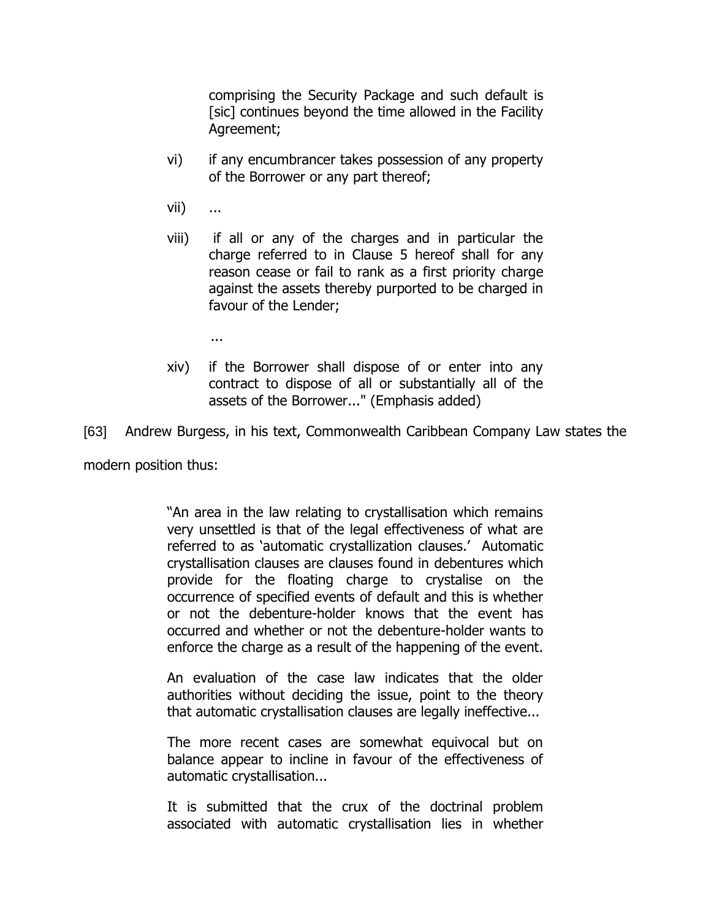> comprising the Security Package and such default is [sic] continues beyond the time allowed in the Facility Agreement;
>
> vi) if any encumbrancer takes possession of any property of the Borrower or any part thereof;
>
> vii) ...
>
> viii) if all or any of the charges and in particular the charge referred to in Clause 5 hereof shall for any reason cease or fail to rank as a first priority charge against the assets thereby purported to be charged in favour of the Lender;
>
> ...
>
> xiv) if the Borrower shall dispose of or enter into any contract to dispose of all or substantially all of the assets of the Borrower..." (Emphasis added)

[63] Andrew Burgess, in his text, Commonwealth Caribbean Company Law states the modern position thus:

> "An area in the law relating to crystallisation which remains very unsettled is that of the legal effectiveness of what are referred to as 'automatic crystallization clauses.' Automatic crystallisation clauses are clauses found in debentures which provide for the floating charge to crystalise on the occurrence of specified events of default and this is whether or not the debenture-holder knows that the event has occurred and whether or not the debenture-holder wants to enforce the charge as a result of the happening of the event.
>
> An evaluation of the case law indicates that the older authorities without deciding the issue, point to the theory that automatic crystallisation clauses are legally ineffective...
>
> The more recent cases are somewhat equivocal but on balance appear to incline in favour of the effectiveness of automatic crystallisation...
>
> It is submitted that the crux of the doctrinal problem associated with automatic crystallisation lies in whether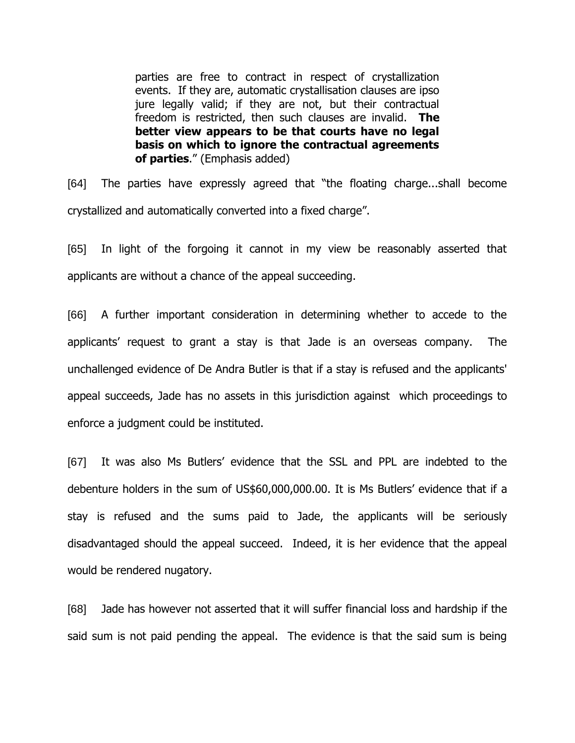> parties are free to contract in respect of crystallization events. If they are, automatic crystallisation clauses are ipso jure legally valid; if they are not, but their contractual freedom is restricted, then such clauses are invalid. **The better view appears to be that courts have no legal basis on which to ignore the contractual agreements of parties**." (Emphasis added)

[64] The parties have expressly agreed that "the floating charge...shall become crystallized and automatically converted into a fixed charge".

[65] In light of the forgoing it cannot in my view be reasonably asserted that applicants are without a chance of the appeal succeeding.

[66] A further important consideration in determining whether to accede to the applicants' request to grant a stay is that Jade is an overseas company. The unchallenged evidence of De Andra Butler is that if a stay is refused and the applicants' appeal succeeds, Jade has no assets in this jurisdiction against which proceedings to enforce a judgment could be instituted.

[67] It was also Ms Butlers' evidence that the SSL and PPL are indebted to the debenture holders in the sum of US$60,000,000.00. It is Ms Butlers' evidence that if a stay is refused and the sums paid to Jade, the applicants will be seriously disadvantaged should the appeal succeed. Indeed, it is her evidence that the appeal would be rendered nugatory.

[68] Jade has however not asserted that it will suffer financial loss and hardship if the said sum is not paid pending the appeal. The evidence is that the said sum is being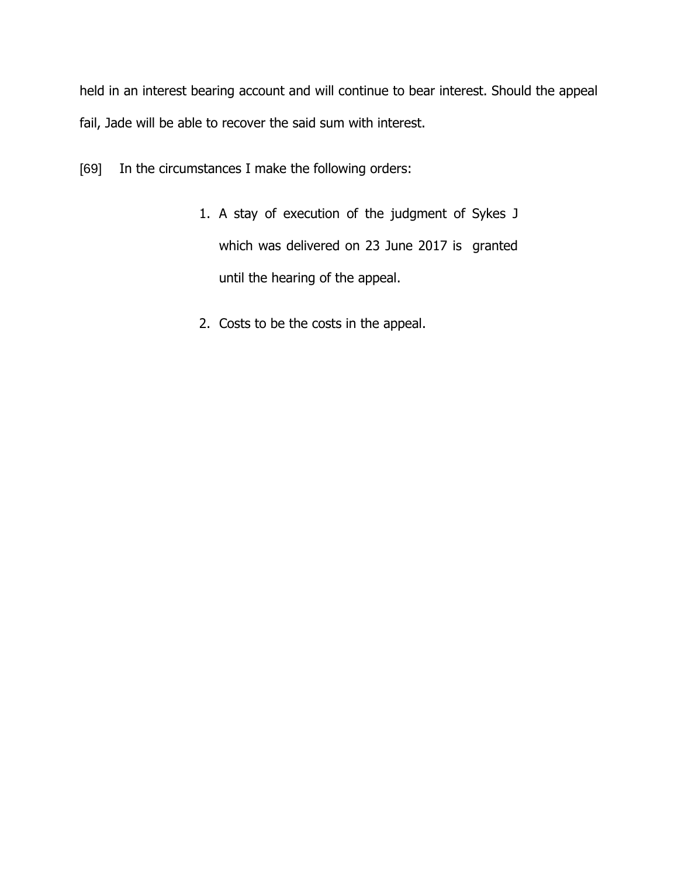held in an interest bearing account and will continue to bear interest. Should the appeal fail, Jade will be able to recover the said sum with interest.

[69] In the circumstances I make the following orders:

1. A stay of execution of the judgment of Sykes J which was delivered on 23 June 2017 is granted until the hearing of the appeal.
2. Costs to be the costs in the appeal.